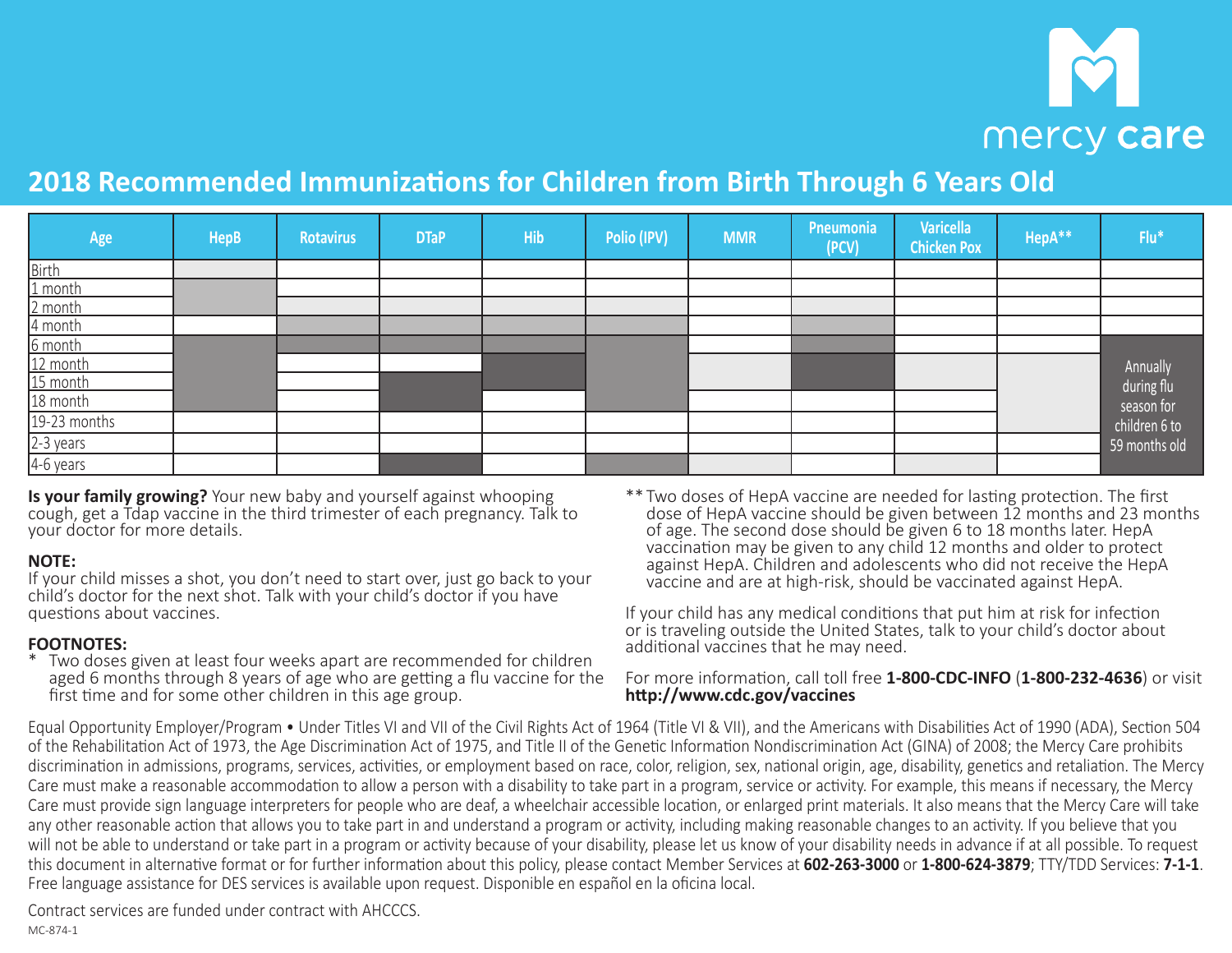mercy care

# 2018 Recommended Immunizations for Children from Birth Through 6 Years Old

| Age | HepB | Rotavirus | DTaP | Hib | Polio (IPV) | MMR | Pneumonia (PCV) | Varicella Chicken Pox | HepA** | Flu* |
|---|---|---|---|---|---|---|---|---|---|---|
| Birth | | | | | | | | | | |
| 1 month | | | | | | | | | | |
| 2 month | | | | | | | | | | |
| 4 month | | | | | | | | | | |
| 6 month | | | | | | | | | | Annually during flu season for children 6 to 59 months old |
| 12 month | | | | | | | | | | |
| 15 month | | | | | | | | | | |
| 18 month | | | | | | | | | | |
| 19-23 months | | | | | | | | | | |
| 2-3 years | | | | | | | | | | |
| 4-6 years | | | | | | | | | | |

**Is your family growing?** Your new baby and yourself against whooping cough, get a Tdap vaccine in the third trimester of each pregnancy. Talk to your doctor for more details.

**NOTE:**
If your child misses a shot, you don't need to start over, just go back to your child's doctor for the next shot. Talk with your child's doctor if you have questions about vaccines.

**FOOTNOTES:**

\* Two doses given at least four weeks apart are recommended for children aged 6 months through 8 years of age who are getting a flu vaccine for the first time and for some other children in this age group.

** Two doses of HepA vaccine are needed for lasting protection. The first dose of HepA vaccine should be given between 12 months and 23 months of age. The second dose should be given 6 to 18 months later. HepA vaccination may be given to any child 12 months and older to protect against HepA. Children and adolescents who did not receive the HepA vaccine and are at high-risk, should be vaccinated against HepA.

If your child has any medical conditions that put him at risk for infection or is traveling outside the United States, talk to your child's doctor about additional vaccines that he may need.

For more information, call toll free **1-800-CDC-INFO** (**1-800-232-4636**) or visit **http://www.cdc.gov/vaccines**

Equal Opportunity Employer/Program • Under Titles VI and VII of the Civil Rights Act of 1964 (Title VI & VII), and the Americans with Disabilities Act of 1990 (ADA), Section 504 of the Rehabilitation Act of 1973, the Age Discrimination Act of 1975, and Title II of the Genetic Information Nondiscrimination Act (GINA) of 2008; the Mercy Care prohibits discrimination in admissions, programs, services, activities, or employment based on race, color, religion, sex, national origin, age, disability, genetics and retaliation. The Mercy Care must make a reasonable accommodation to allow a person with a disability to take part in a program, service or activity. For example, this means if necessary, the Mercy Care must provide sign language interpreters for people who are deaf, a wheelchair accessible location, or enlarged print materials. It also means that the Mercy Care will take any other reasonable action that allows you to take part in and understand a program or activity, including making reasonable changes to an activity. If you believe that you will not be able to understand or take part in a program or activity because of your disability, please let us know of your disability needs in advance if at all possible. To request this document in alternative format or for further information about this policy, please contact Member Services at **602-263-3000** or **1-800-624-3879**; TTY/TDD Services: **7-1-1**. Free language assistance for DES services is available upon request. Disponible en español en la oficina local.

Contract services are funded under contract with AHCCCS.

MC-874-1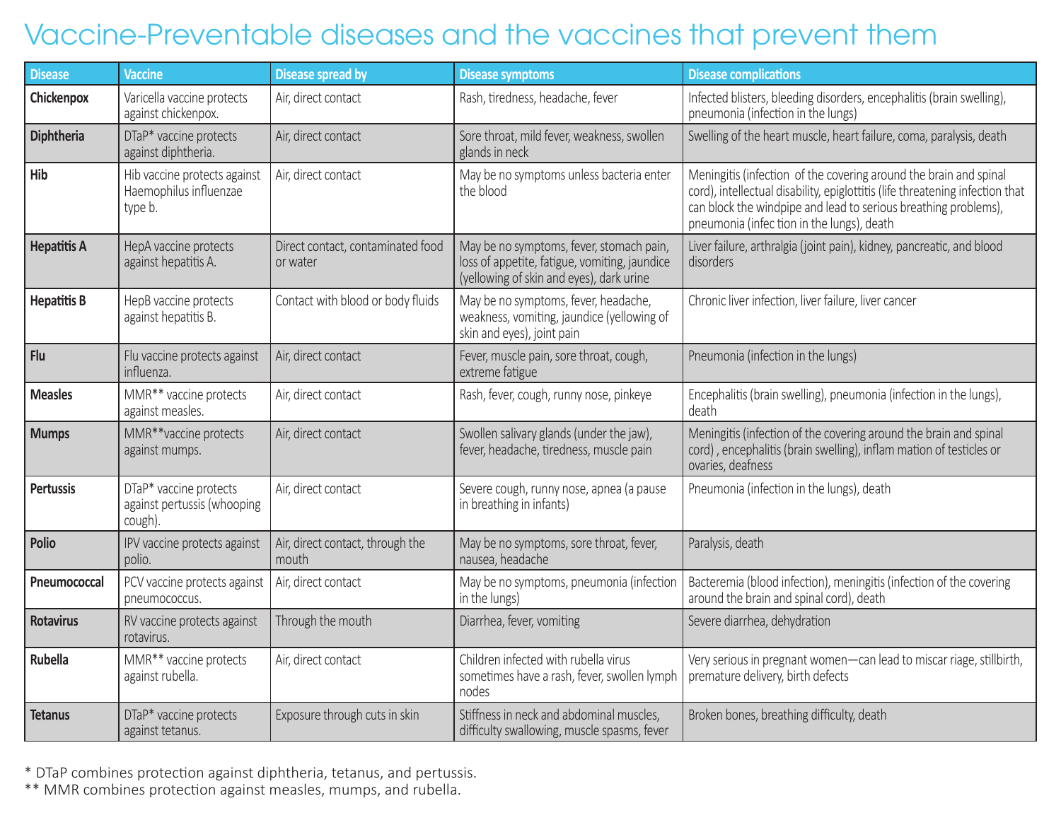# Vaccine-Preventable diseases and the vaccines that prevent them

| Disease | Vaccine | Disease spread by | Disease symptoms | Disease complications |
|---|---|---|---|---|
| **Chickenpox** | Varicella vaccine protects against chickenpox. | Air, direct contact | Rash, tiredness, headache, fever | Infected blisters, bleeding disorders, encephalitis (brain swelling), pneumonia (infection in the lungs) |
| **Diphtheria** | DTaP* vaccine protects against diphtheria. | Air, direct contact | Sore throat, mild fever, weakness, swollen glands in neck | Swelling of the heart muscle, heart failure, coma, paralysis, death |
| **Hib** | Hib vaccine protects against Haemophilus influenzae type b. | Air, direct contact | May be no symptoms unless bacteria enter the blood | Meningitis (infection of the covering around the brain and spinal cord), intellectual disability, epiglottitis (life threatening infection that can block the windpipe and lead to serious breathing problems), pneumonia (infec tion in the lungs), death |
| **Hepatitis A** | HepA vaccine protects against hepatitis A. | Direct contact, contaminated food or water | May be no symptoms, fever, stomach pain, loss of appetite, fatigue, vomiting, jaundice (yellowing of skin and eyes), dark urine | Liver failure, arthralgia (joint pain), kidney, pancreatic, and blood disorders |
| **Hepatitis B** | HepB vaccine protects against hepatitis B. | Contact with blood or body fluids | May be no symptoms, fever, headache, weakness, vomiting, jaundice (yellowing of skin and eyes), joint pain | Chronic liver infection, liver failure, liver cancer |
| **Flu** | Flu vaccine protects against influenza. | Air, direct contact | Fever, muscle pain, sore throat, cough, extreme fatigue | Pneumonia (infection in the lungs) |
| **Measles** | MMR** vaccine protects against measles. | Air, direct contact | Rash, fever, cough, runny nose, pinkeye | Encephalitis (brain swelling), pneumonia (infection in the lungs), death |
| **Mumps** | MMR**vaccine protects against mumps. | Air, direct contact | Swollen salivary glands (under the jaw), fever, headache, tiredness, muscle pain | Meningitis (infection of the covering around the brain and spinal cord) , encephalitis (brain swelling), inflam mation of testicles or ovaries, deafness |
| **Pertussis** | DTaP* vaccine protects against pertussis (whooping cough). | Air, direct contact | Severe cough, runny nose, apnea (a pause in breathing in infants) | Pneumonia (infection in the lungs), death |
| **Polio** | IPV vaccine protects against polio. | Air, direct contact, through the mouth | May be no symptoms, sore throat, fever, nausea, headache | Paralysis, death |
| **Pneumococcal** | PCV vaccine protects against pneumococcus. | Air, direct contact | May be no symptoms, pneumonia (infection in the lungs) | Bacteremia (blood infection), meningitis (infection of the covering around the brain and spinal cord), death |
| **Rotavirus** | RV vaccine protects against rotavirus. | Through the mouth | Diarrhea, fever, vomiting | Severe diarrhea, dehydration |
| **Rubella** | MMR** vaccine protects against rubella. | Air, direct contact | Children infected with rubella virus sometimes have a rash, fever, swollen lymph nodes | Very serious in pregnant women—can lead to miscar riage, stillbirth, premature delivery, birth defects |
| **Tetanus** | DTaP* vaccine protects against tetanus. | Exposure through cuts in skin | Stiffness in neck and abdominal muscles, difficulty swallowing, muscle spasms, fever | Broken bones, breathing difficulty, death |

\* DTaP combines protection against diphtheria, tetanus, and pertussis.
** MMR combines protection against measles, mumps, and rubella.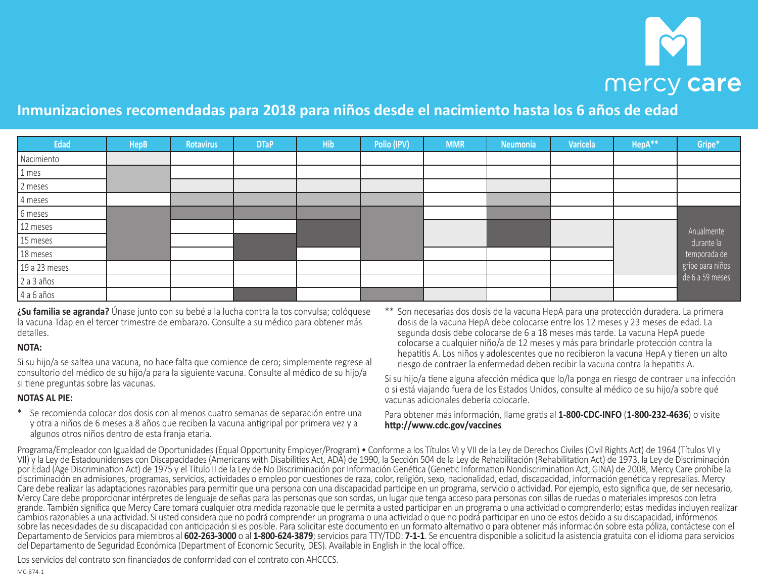mercy care

## Inmunizaciones recomendadas para 2018 para niños desde el nacimiento hasta los 6 años de edad

| Edad | HepB | Rotavirus | DTaP | Hib | Polio (IPV) | MMR | Neumonía | Varicela | HepA** | Gripe* |
|---|---|---|---|---|---|---|---|---|---|---|
| Nacimiento | | | | | | | | | | |
| 1 mes | | | | | | | | | | |
| 2 meses | | | | | | | | | | |
| 4 meses | | | | | | | | | | |
| 6 meses | | | | | | | | | | |
| 12 meses | | | | | | | | | | Anualmente durante la temporada de gripe para niños de 6 a 59 meses |
| 15 meses | | | | | | | | | | |
| 18 meses | | | | | | | | | | |
| 19 a 23 meses | | | | | | | | | | |
| 2 a 3 años | | | | | | | | | | |
| 4 a 6 años | | | | | | | | | | |

**¿Su familia se agranda?** Únase junto con su bebé a la lucha contra la tos convulsa; colóquese la vacuna Tdap en el tercer trimestre de embarazo. Consulte a su médico para obtener más detalles.

**NOTA:**

Si su hijo/a se saltea una vacuna, no hace falta que comience de cero; simplemente regrese al consultorio del médico de su hijo/a para la siguiente vacuna. Consulte al médico de su hijo/a si tiene preguntas sobre las vacunas.

**NOTAS AL PIE:**

\* Se recomienda colocar dos dosis con al menos cuatro semanas de separación entre una y otra a niños de 6 meses a 8 años que reciben la vacuna antigripal por primera vez y a algunos otros niños dentro de esta franja etaria.

** Son necesarias dos dosis de la vacuna HepA para una protección duradera. La primera dosis de la vacuna HepA debe colocarse entre los 12 meses y 23 meses de edad. La segunda dosis debe colocarse de 6 a 18 meses más tarde. La vacuna HepA puede colocarse a cualquier niño/a de 12 meses y más para brindarle protección contra la hepatitis A. Los niños y adolescentes que no recibieron la vacuna HepA y tienen un alto riesgo de contraer la enfermedad deben recibir la vacuna contra la hepatitis A.

Si su hijo/a tiene alguna afección médica que lo/la ponga en riesgo de contraer una infección o si está viajando fuera de los Estados Unidos, consulte al médico de su hijo/a sobre qué vacunas adicionales debería colocarle.

Para obtener más información, llame gratis al **1-800-CDC-INFO** (**1-800-232-4636**) o visite **http://www.cdc.gov/vaccines**

Programa/Empleador con Igualdad de Oportunidades (Equal Opportunity Employer/Program) • Conforme a los Títulos VI y VII de la Ley de Derechos Civiles (Civil Rights Act) de 1964 (Títulos VI y VII) y la Ley de Estadounidenses con Discapacidades (Americans with Disabilities Act, ADA) de 1990, la Sección 504 de la Ley de Rehabilitación (Rehabilitation Act) de 1973, la Ley de Discriminación por Edad (Age Discrimination Act) de 1975 y el Título II de la Ley de No Discriminación por Información Genética (Genetic Information Nondiscrimination Act, GINA) de 2008, Mercy Care prohíbe la discriminación en admisiones, programas, servicios, actividades o empleo por cuestiones de raza, color, religión, sexo, nacionalidad, edad, discapacidad, información genética y represalias. Mercy Care debe realizar las adaptaciones razonables para permitir que una persona con una discapacidad participe en un programa, servicio o actividad. Por ejemplo, esto significa que, de ser necesario, Mercy Care debe proporcionar intérpretes de lenguaje de señas para las personas que son sordas, un lugar que tenga acceso para personas con sillas de ruedas o materiales impresos con letra grande. También significa que Mercy Care tomará cualquier otra medida razonable que le permita a usted participar en un programa o una actividad o comprenderlo; estas medidas incluyen realizar cambios razonables a una actividad. Si usted considera que no podrá comprender un programa o una actividad o que no podrá participar en uno de estos debido a su discapacidad, infórmenos sobre las necesidades de su discapacidad con anticipación si es posible. Para solicitar este documento en un formato alternativo o para obtener más información sobre esta póliza, contáctese con el Departamento de Servicios para miembros al **602-263-3000** o al **1-800-624-3879**; servicios para TTY/TDD: **7-1-1**. Se encuentra disponible a solicitud la asistencia gratuita con el idioma para servicios del Departamento de Seguridad Económica (Department of Economic Security, DES). Available in English in the local office.

Los servicios del contrato son financiados de conformidad con el contrato con AHCCCS.

MC-874-1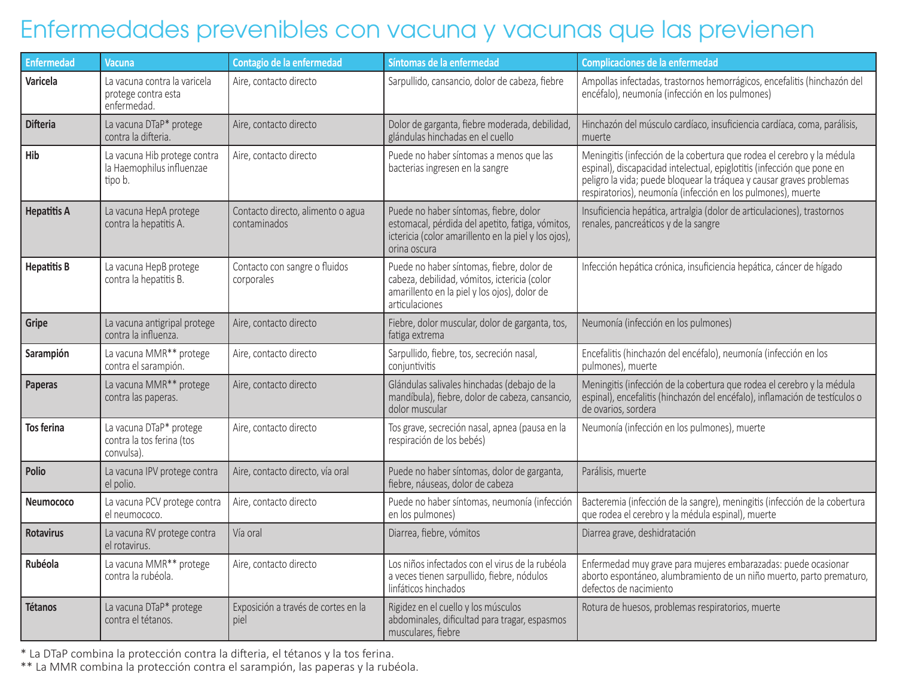# Enfermedades prevenibles con vacuna y vacunas que las previenen

| Enfermedad | Vacuna | Contagio de la enfermedad | Síntomas de la enfermedad | Complicaciones de la enfermedad |
|---|---|---|---|---|
| **Varicela** | La vacuna contra la varicela protege contra esta enfermedad. | Aire, contacto directo | Sarpullido, cansancio, dolor de cabeza, fiebre | Ampollas infectadas, trastornos hemorrágicos, encefalitis (hinchazón del encéfalo), neumonía (infección en los pulmones) |
| **Difteria** | La vacuna DTaP* protege contra la difteria. | Aire, contacto directo | Dolor de garganta, fiebre moderada, debilidad, glándulas hinchadas en el cuello | Hinchazón del músculo cardíaco, insuficiencia cardíaca, coma, parálisis, muerte |
| **Hib** | La vacuna Hib protege contra la Haemophilus influenzae tipo b. | Aire, contacto directo | Puede no haber síntomas a menos que las bacterias ingresen en la sangre | Meningitis (infección de la cobertura que rodea el cerebro y la médula espinal), discapacidad intelectual, epiglotitis (infección que pone en peligro la vida; puede bloquear la tráquea y causar graves problemas respiratorios), neumonía (infección en los pulmones), muerte |
| **Hepatitis A** | La vacuna HepA protege contra la hepatitis A. | Contacto directo, alimento o agua contaminados | Puede no haber síntomas, fiebre, dolor estomacal, pérdida del apetito, fatiga, vómitos, ictericia (color amarillento en la piel y los ojos), orina oscura | Insuficiencia hepática, artralgia (dolor de articulaciones), trastornos renales, pancreáticos y de la sangre |
| **Hepatitis B** | La vacuna HepB protege contra la hepatitis B. | Contacto con sangre o fluidos corporales | Puede no haber síntomas, fiebre, dolor de cabeza, debilidad, vómitos, ictericia (color amarillento en la piel y los ojos), dolor de articulaciones | Infección hepática crónica, insuficiencia hepática, cáncer de hígado |
| **Gripe** | La vacuna antigripal protege contra la influenza. | Aire, contacto directo | Fiebre, dolor muscular, dolor de garganta, tos, fatiga extrema | Neumonía (infección en los pulmones) |
| **Sarampión** | La vacuna MMR** protege contra el sarampión. | Aire, contacto directo | Sarpullido, fiebre, tos, secreción nasal, conjuntivitis | Encefalitis (hinchazón del encéfalo), neumonía (infección en los pulmones), muerte |
| **Paperas** | La vacuna MMR** protege contra las paperas. | Aire, contacto directo | Glándulas salivales hinchadas (debajo de la mandíbula), fiebre, dolor de cabeza, cansancio, dolor muscular | Meningitis (infección de la cobertura que rodea el cerebro y la médula espinal), encefalitis (hinchazón del encéfalo), inflamación de testículos o de ovarios, sordera |
| **Tos ferina** | La vacuna DTaP* protege contra la tos ferina (tos convulsa). | Aire, contacto directo | Tos grave, secreción nasal, apnea (pausa en la respiración de los bebés) | Neumonía (infección en los pulmones), muerte |
| **Polio** | La vacuna IPV protege contra el polio. | Aire, contacto directo, vía oral | Puede no haber síntomas, dolor de garganta, fiebre, náuseas, dolor de cabeza | Parálisis, muerte |
| **Neumococo** | La vacuna PCV protege contra el neumococo. | Aire, contacto directo | Puede no haber síntomas, neumonía (infección en los pulmones) | Bacteremia (infección de la sangre), meningitis (infección de la cobertura que rodea el cerebro y la médula espinal), muerte |
| **Rotavirus** | La vacuna RV protege contra el rotavirus. | Vía oral | Diarrea, fiebre, vómitos | Diarrea grave, deshidratación |
| **Rubéola** | La vacuna MMR** protege contra la rubéola. | Aire, contacto directo | Los niños infectados con el virus de la rubéola a veces tienen sarpullido, fiebre, nódulos linfáticos hinchados | Enfermedad muy grave para mujeres embarazadas: puede ocasionar aborto espontáneo, alumbramiento de un niño muerto, parto prematuro, defectos de nacimiento |
| **Tétanos** | La vacuna DTaP* protege contra el tétanos. | Exposición a través de cortes en la piel | Rigidez en el cuello y los músculos abdominales, dificultad para tragar, espasmos musculares, fiebre | Rotura de huesos, problemas respiratorios, muerte |

* La DTaP combina la protección contra la difteria, el tétanos y la tos ferina.
** La MMR combina la protección contra el sarampión, las paperas y la rubéola.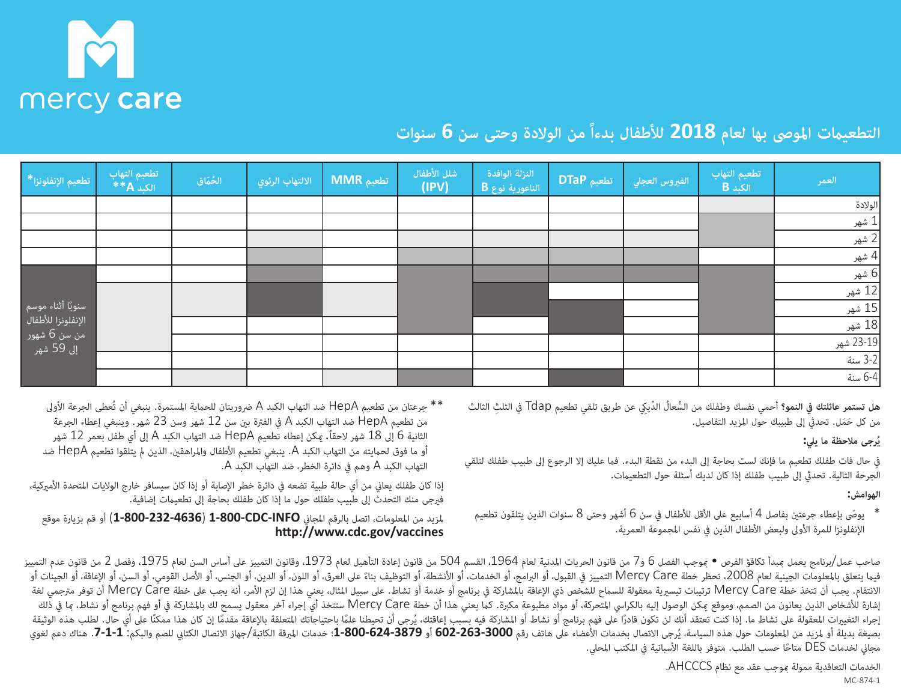mercy care

# التطعيمات الموصى بها لعام 2018 للأطفال بدءاً من الولادة وحتى سن 6 سنوات

| العمر | تطعيم التهاب الكبد B | الفيروس العجلي | تطعيم DTaP | النزلة الوافدة الناعورية نوع B | شلل الأطفال (IPV) | تطعيم MMR | الالتهاب الرئوي | الحُماق | تطعيم التهاب الكبد A** | تطعيم الإنفلونزا* |
|---|---|---|---|---|---|---|---|---|---|---|
| الولادة | | | | | | | | | | |
| 1 شهر | | | | | | | | | | |
| 2 شهر | | | | | | | | | | |
| 4 شهر | | | | | | | | | | |
| 6 شهر | | | | | | | | | | سنويًا أثناء موسم الإنفلونزا للأطفال من سن 6 شهور إلى 59 شهر |
| 12 شهر | | | | | | | | | | |
| 15 شهر | | | | | | | | | | |
| 18 شهر | | | | | | | | | | |
| 19-23 شهر | | | | | | | | | | |
| 2-3 سنة | | | | | | | | | | |
| 4-6 سنة | | | | | | | | | | |

**هل تستمر عائلتك في النمو؟** أحمي نفسك وطفلك من السُعالُ الدِّيكي عن طريق تلقي تطعيم Tdap في الثلثِ الثالث من كل حَمَل. تحدثي إلى طبيبك حول المزيد التفاصيل.

**يُرجى ملاحظة ما يلي:**

في حال فات طفلك تطعيم ما فإنك لست بحاجة إلى البدء من نقطة البدء. فما عليك إلا الرجوع إلى طبيب طفلك لتلقي الجرعة التالية. تحدثي إلى طبيب طفلك إذا كان لديك أسئلة حول التطعيمات.

**الهوامش:**

* يوصّى بإعطاء جرعتين بفاصل 4 أسابيع على الأقل للأطفال في سن 6 أشهر وحتى 8 سنوات الذين يتلقون تطعيم الإنفلونزا للمرة الأولى ولبعض الأطفال الذين في نفس المجموعة العمرية.

** جرعتان من تطعيم HepA ضد التهاب الكبد A ضروريتان للحماية المستمرة. ينبغي أن تُعطى الجرعة الأولى من تطعيم HepA ضد التهاب الكبد A في الفترة بين سن 12 شهر وسن 23 شهر. وينبغي إعطاء الجرعة الثانية 6 إلى 18 شهر لاحقاً. يمكن إعطاء تطعيم HepA ضد التهاب الكبد A إلى أي طفل بعمر 12 شهر أو ما فوق لحمايته من التهاب الكبد A. ينبغي تطعيم الأطفال والمراهقين، الذين لم يتلقوا تطعيم HepA ضد التهاب الكبد A وهم في دائرة الخطر، ضد التهاب الكبد A.

إذا كان طفلك يعاني من أي حالة طبية تضعه في دائرة خطر الإصابة أو إذا كان سيسافر خارج الولايات المتحدة الأمريكية، فيرجى منك التحدث إلى طبيب طفلك حول ما إذا كان طفلك بحاجة إلى تطعيمات إضافية.

لمزيد من المعلومات، اتصل بالرقم المجاني **1-800-CDC-INFO** (**1-800-232-4636**) أو قم بزيارة موقع **http://www.cdc.gov/vaccines**

صاحب عمل/برنامج يعمل بمبدأ تكافؤ الفرص • بموجب الفصل 6 و7 من قانون الحريات المدنية لعام 1964، القسم 504 من قانون إعادة التأهيل لعام 1973، وقانون التمييز على أساس السن لعام 1975، وفصل 2 من قانون عدم التمييز فيما يتعلق بالمعلومات الجينية لعام 2008، تحظر خطة Mercy Care التمييز في القبول، أو البرامج، أو الخدمات، أو الأنشطة، أو التوظيف بناءً على العرق، أو اللون، أو الدين، أو الجنس، أو الأصل القومي، أو السن، أو الإعاقة، أو الجينات أو الانتقام. يجب أن تتخذ خطة Mercy Care ترتيبات تيسيرية معقولة للسماح للشخص ذي الإعاقة بالمشاركة في برنامج أو خدمة أو نشاط. على سبيل المثال، يعني هذا إن لزم الأمر، أنه يجب على خطة Mercy Care أن توفر مترجمي لغة إشارة للأشخاص الذين يعانون من الصمم، وموقع يمكن الوصول إليه بالكراسي المتحركة، أو مواد مطبوعة مكبرة. كما يعني هذا أن خطة Mercy Care ستتخذ أي إجراء آخر معقول يسمح لك بالمشاركة في أو فهم برنامج أو نشاط، بما في ذلك إجراء التغييرات المعقولة على نشاط ما. إذا كنت تعتقد أنك لن تكون قادرًا على فهم برنامج أو نشاط أو المشاركة فيه بسبب إعاقتك، يُرجى أن تحيطنا علمًا باحتياجاتك المتعلقة بالإعاقة مقدمًا إن كان هذا ممكنًا على أي حال. لطلب هذه الوثيقة بصيغة بديلة أو لمزيد من المعلومات حول هذه السياسة، يُرجى الاتصال بخدمات الأعضاء على هاتف رقم **602-263-3000** أو **1-800-624-3879**؛ خدمات المبرقة الكاتبة/جهاز الاتصال الكتابي للصم والبكم: **7-1-1**. هناك دعم لغوي مجاني لخدمات DES متاحًا حسب الطلب. متوفر باللغة الأسبانية في المكتب المحلي.

الخدمات التعاقدية مموّلة بموجب عقد مع نظام AHCCCS.

MC-874-1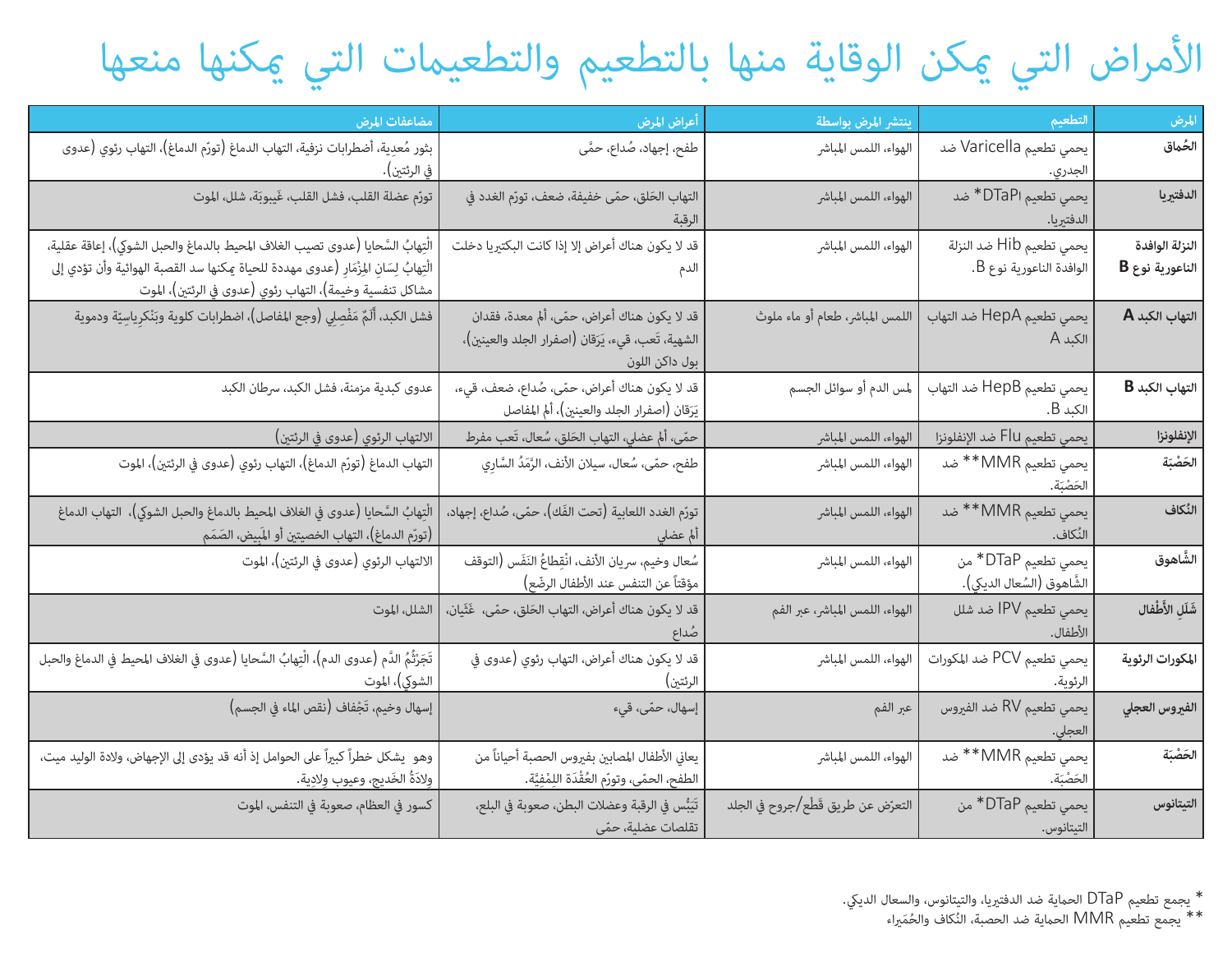# الأمراض التي يمكن الوقاية منها بالتطعيم والتطعيمات التي يمكنها منعها

| المرض | التطعيم | ينتشر المرض بواسطة | أعراض المرض | مضاعفات المرض |
|---|---|---|---|---|
| **الحُماق** | يحمي تطعيم Varicella ضد الجدري. | الهواء، اللمس المباشر | طفح، إجهاد، صُداع، حمّى | بثور مُعدِية، أضطرابات نزفية، التهاب الدماغ (تورّم الدماغ)، التهاب رئوي (عدوى في الرئتين). |
| **الدفتيريا** | يحمي تطعيم DTaP* ضد الدفتيريا. | الهواء، اللمس المباشر | التهاب الحَلق، حمّى خفيفة، ضعف، تورّم الغدد في الرقبة | تورّم عضلة القلب، فشل القلب، غَيبوبَة، شلل، الموت |
| **النزلة الوافدة الناعورية نوع B** | يحمي تطعيم Hib ضد النزلة الوافدة الناعورية نوع B. | الهواء، اللمس المباشر | قد لا يكون هناك أعراض إلا إذا كانت البكتيريا دخلت الدم | اِلْتِهابُ السَّحايا (عدوى تصيب الغلاف المحيط بالدماغ والحبل الشوكي)، إعاقة عقلية، اِلْتِهابُ لِسَانِ المِزْمَار (عدوى مهددة للحياة يمكنها سد القصبة الهوائية وأن تؤدي إلى مشاكل تنفسية وخيمة)، التهاب رئوي (عدوى في الرئتين)، الموت |
| **التهاب الكبد A** | يحمي تطعيم HepA ضد التهاب الكبد A | اللمس المباشر، طعام أو ماء ملوث | قد لا يكون هناك أعراض، حمّى، ألم معدة، فقدان الشهية، تَعب، قيء، يَرَقان (اصفرار الجلد والعينين)، بول داكن اللون | فشل الكبد، أَلَمٌ مَفْصِلِي (وجع المفاصل)، اضطرابات كلوية وبَنْكرِياسِيّة ودموية |
| **التهاب الكبد B** | يحمي تطعيم HepB ضد التهاب الكبد B. | لمس الدم أو سوائل الجسم | قد لا يكون هناك أعراض، حمّى، صُداع، ضعف، قيء، يَرَقان (اصفرار الجلد والعينين)، ألم المفاصل | عدوى كبدية مزمنة، فشل الكبد، سرطان الكبد |
| **الإنفلونزا** | يحمي تطعيم Flu ضد الإنفلونزا | الهواء، اللمس المباشر | حمّى، ألم عضلي، التهاب الحَلق، سُعال، تَعب مفرط | الالتهاب الرئوي (عدوى في الرئتين) |
| **الحَصْبَة** | يحمي تطعيم MMR** ضد الحَصْبَة. | الهواء، اللمس المباشر | طفح، حمّى، سُعال، سيلان الأنف، الرَّمَدُ السَّارِي | التهاب الدماغ (تورّم الدماغ)، التهاب رئوي (عدوى في الرئتين)، الموت |
| **النُكاف** | يحمي تطعيم MMR** ضد النُكاف. | الهواء، اللمس المباشر | تورّم الغدد اللعابية (تحت الفَك)، حمّى، صُداع، إجهاد، ألم عضلي | اِلْتِهابُ السَّحايا (عدوى في الغلاف المحيط بالدماغ والحبل الشوكي)، التهاب الدماغ (تورّم الدماغ)، التهاب الخصيتين أو المَبِيض، الصَمَم |
| **الشَّاهوق** | يحمي تطعيم DTaP* من الشَّاهوق (السُعال الديكي). | الهواء، اللمس المباشر | سُعال وخيم، سريان الأنف، انْقِطاعُ النَفَس (التوقف مؤقتاً عن التنفس عند الأطفال الرضّع) | الالتهاب الرئوي (عدوى في الرئتين)، الموت |
| **شَلَلِ الأَطْفال** | يحمي تطعيم IPV ضد شلل الأطفال. | الهواء، اللمس المباشر، عبر الفم | قد لا يكون هناك أعراض، التهاب الحَلق، حمّى، غَثَيان، صُداع | الشلل، الموت |
| **المكورات الرئوية** | يحمي تطعيم PCV ضد المكورات الرئوية. | الهواء، اللمس المباشر | قد لا يكون هناك أعراض، التهاب رئوي (عدوى في الرئتين) | تَجَرْثُمُ الدَّم (عدوى الدم)، اِلْتِهابُ السَّحايا (عدوى في الغلاف المحيط في الدماغ والحبل الشوكي)، الموت |
| **الفيروس العجلي** | يحمي تطعيم RV ضد الفيروس العجلي. | عبر الفم | إسهال، حمّى، قيء | إسهال وخيم، تَجْفاف (نقص الماء في الجسم) |
| **الحَصْبَة** | يحمي تطعيم MMR** ضد الحَصْبَة. | الهواء، اللمس المباشر | يعاني الأطفال المصابين بفيروس الحصبة أحياناً من الطفح، الحمّى، وتورّم العُقْدَة اللِمْفِيَّة. | وهو يشكل خطراً كبيراً على الحوامل إذ أنه قد يؤدى إلى الإجهاض، ولادة الوليد ميت، وِلادَةُ الخَديج، وعيوب وِلادِيَة. |
| **التيتانوس** | يحمي تطعيم DTaP* من التيتانوس. | التعرّض عن طريق قَطْع/جروح في الجلد | تَيَبُّس في الرقبة وعضلات البطن، صعوبة في البلع، تقلصات عضلية، حمّى | كسور في العظام، صعوبة في التنفس، الموت |

* يجمع تطعيم DTaP الحماية ضد الدفتيريا، والتيتانوس، والسعال الديكي.
** يجمع تطعيم MMR الحماية ضد الحصبة، النُكاف والحُمَيراء